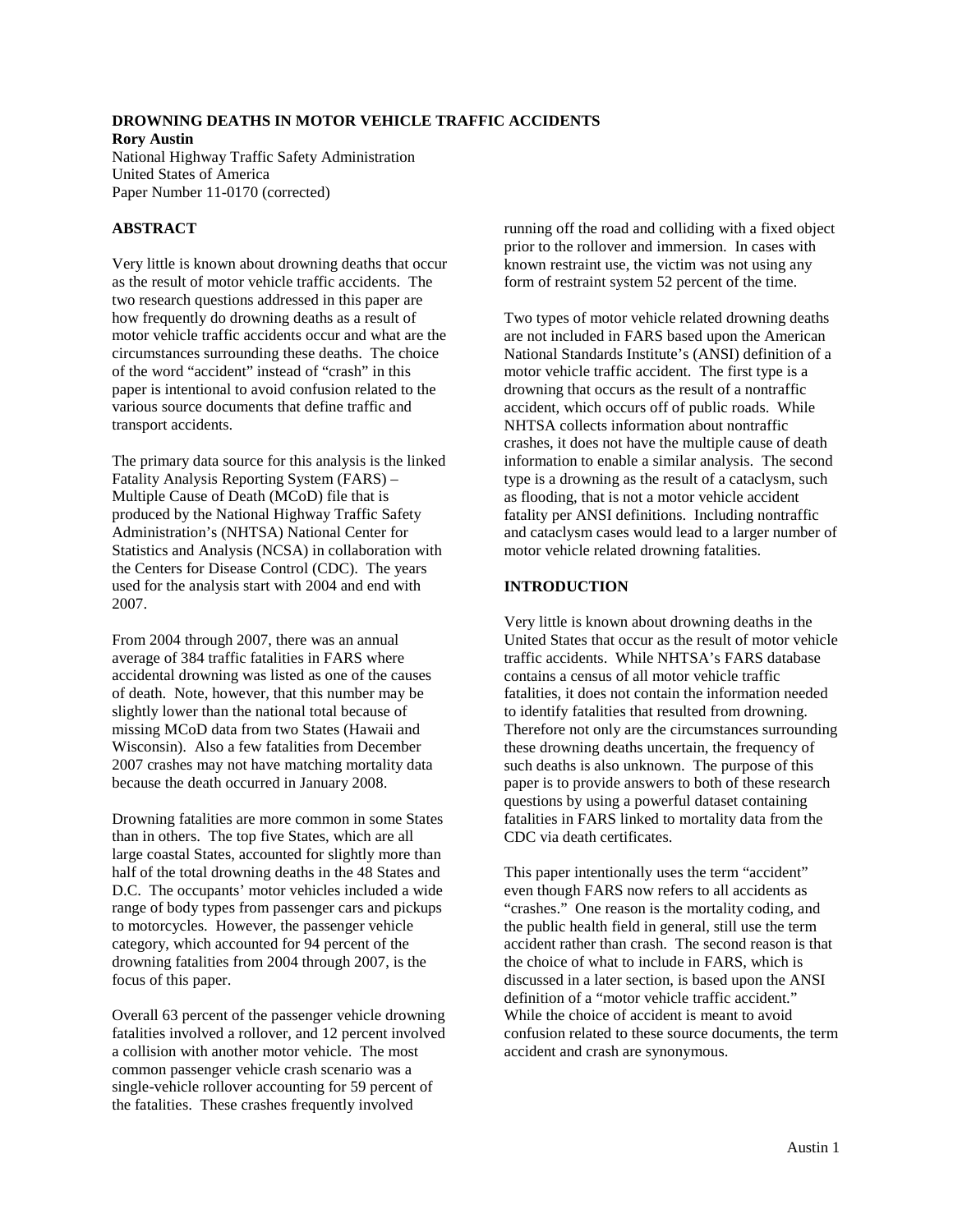# DROWNING DEATHS IN MOTOR VEHICLE TRAFFIC ACCIDENTS

**Rory Austin**
National Highway Traffic Safety Administration
United States of America
Paper Number 11-0170 (corrected)

## ABSTRACT

Very little is known about drowning deaths that occur as the result of motor vehicle traffic accidents. The two research questions addressed in this paper are how frequently do drowning deaths as a result of motor vehicle traffic accidents occur and what are the circumstances surrounding these deaths. The choice of the word "accident" instead of "crash" in this paper is intentional to avoid confusion related to the various source documents that define traffic and transport accidents.

The primary data source for this analysis is the linked Fatality Analysis Reporting System (FARS) – Multiple Cause of Death (MCoD) file that is produced by the National Highway Traffic Safety Administration's (NHTSA) National Center for Statistics and Analysis (NCSA) in collaboration with the Centers for Disease Control (CDC). The years used for the analysis start with 2004 and end with 2007.

From 2004 through 2007, there was an annual average of 384 traffic fatalities in FARS where accidental drowning was listed as one of the causes of death. Note, however, that this number may be slightly lower than the national total because of missing MCoD data from two States (Hawaii and Wisconsin). Also a few fatalities from December 2007 crashes may not have matching mortality data because the death occurred in January 2008.

Drowning fatalities are more common in some States than in others. The top five States, which are all large coastal States, accounted for slightly more than half of the total drowning deaths in the 48 States and D.C. The occupants' motor vehicles included a wide range of body types from passenger cars and pickups to motorcycles. However, the passenger vehicle category, which accounted for 94 percent of the drowning fatalities from 2004 through 2007, is the focus of this paper.

Overall 63 percent of the passenger vehicle drowning fatalities involved a rollover, and 12 percent involved a collision with another motor vehicle. The most common passenger vehicle crash scenario was a single-vehicle rollover accounting for 59 percent of the fatalities. These crashes frequently involved running off the road and colliding with a fixed object prior to the rollover and immersion. In cases with known restraint use, the victim was not using any form of restraint system 52 percent of the time.

Two types of motor vehicle related drowning deaths are not included in FARS based upon the American National Standards Institute's (ANSI) definition of a motor vehicle traffic accident. The first type is a drowning that occurs as the result of a nontraffic accident, which occurs off of public roads. While NHTSA collects information about nontraffic crashes, it does not have the multiple cause of death information to enable a similar analysis. The second type is a drowning as the result of a cataclysm, such as flooding, that is not a motor vehicle accident fatality per ANSI definitions. Including nontraffic and cataclysm cases would lead to a larger number of motor vehicle related drowning fatalities.

## INTRODUCTION

Very little is known about drowning deaths in the United States that occur as the result of motor vehicle traffic accidents. While NHTSA's FARS database contains a census of all motor vehicle traffic fatalities, it does not contain the information needed to identify fatalities that resulted from drowning. Therefore not only are the circumstances surrounding these drowning deaths uncertain, the frequency of such deaths is also unknown. The purpose of this paper is to provide answers to both of these research questions by using a powerful dataset containing fatalities in FARS linked to mortality data from the CDC via death certificates.

This paper intentionally uses the term "accident" even though FARS now refers to all accidents as "crashes." One reason is the mortality coding, and the public health field in general, still use the term accident rather than crash. The second reason is that the choice of what to include in FARS, which is discussed in a later section, is based upon the ANSI definition of a "motor vehicle traffic accident." While the choice of accident is meant to avoid confusion related to these source documents, the term accident and crash are synonymous.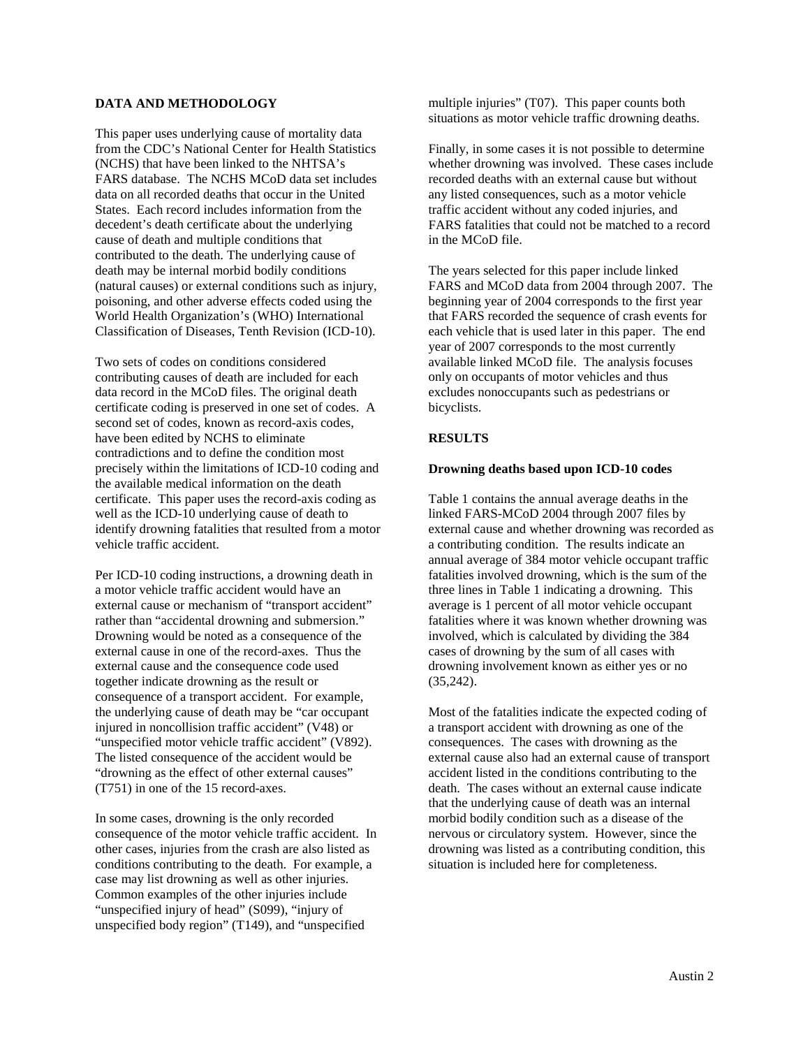## DATA AND METHODOLOGY

This paper uses underlying cause of mortality data from the CDC's National Center for Health Statistics (NCHS) that have been linked to the NHTSA's FARS database. The NCHS MCoD data set includes data on all recorded deaths that occur in the United States. Each record includes information from the decedent's death certificate about the underlying cause of death and multiple conditions that contributed to the death. The underlying cause of death may be internal morbid bodily conditions (natural causes) or external conditions such as injury, poisoning, and other adverse effects coded using the World Health Organization's (WHO) International Classification of Diseases, Tenth Revision (ICD-10).

Two sets of codes on conditions considered contributing causes of death are included for each data record in the MCoD files. The original death certificate coding is preserved in one set of codes. A second set of codes, known as record-axis codes, have been edited by NCHS to eliminate contradictions and to define the condition most precisely within the limitations of ICD-10 coding and the available medical information on the death certificate. This paper uses the record-axis coding as well as the ICD-10 underlying cause of death to identify drowning fatalities that resulted from a motor vehicle traffic accident.

Per ICD-10 coding instructions, a drowning death in a motor vehicle traffic accident would have an external cause or mechanism of "transport accident" rather than "accidental drowning and submersion." Drowning would be noted as a consequence of the external cause in one of the record-axes. Thus the external cause and the consequence code used together indicate drowning as the result or consequence of a transport accident. For example, the underlying cause of death may be "car occupant injured in noncollision traffic accident" (V48) or "unspecified motor vehicle traffic accident" (V892). The listed consequence of the accident would be "drowning as the effect of other external causes" (T751) in one of the 15 record-axes.

In some cases, drowning is the only recorded consequence of the motor vehicle traffic accident. In other cases, injuries from the crash are also listed as conditions contributing to the death. For example, a case may list drowning as well as other injuries. Common examples of the other injuries include "unspecified injury of head" (S099), "injury of unspecified body region" (T149), and "unspecified multiple injuries" (T07). This paper counts both situations as motor vehicle traffic drowning deaths.

Finally, in some cases it is not possible to determine whether drowning was involved. These cases include recorded deaths with an external cause but without any listed consequences, such as a motor vehicle traffic accident without any coded injuries, and FARS fatalities that could not be matched to a record in the MCoD file.

The years selected for this paper include linked FARS and MCoD data from 2004 through 2007. The beginning year of 2004 corresponds to the first year that FARS recorded the sequence of crash events for each vehicle that is used later in this paper. The end year of 2007 corresponds to the most currently available linked MCoD file. The analysis focuses only on occupants of motor vehicles and thus excludes nonoccupants such as pedestrians or bicyclists.

## RESULTS

### Drowning deaths based upon ICD-10 codes

Table 1 contains the annual average deaths in the linked FARS-MCoD 2004 through 2007 files by external cause and whether drowning was recorded as a contributing condition. The results indicate an annual average of 384 motor vehicle occupant traffic fatalities involved drowning, which is the sum of the three lines in Table 1 indicating a drowning. This average is 1 percent of all motor vehicle occupant fatalities where it was known whether drowning was involved, which is calculated by dividing the 384 cases of drowning by the sum of all cases with drowning involvement known as either yes or no (35,242).

Most of the fatalities indicate the expected coding of a transport accident with drowning as one of the consequences. The cases with drowning as the external cause also had an external cause of transport accident listed in the conditions contributing to the death. The cases without an external cause indicate that the underlying cause of death was an internal morbid bodily condition such as a disease of the nervous or circulatory system. However, since the drowning was listed as a contributing condition, this situation is included here for completeness.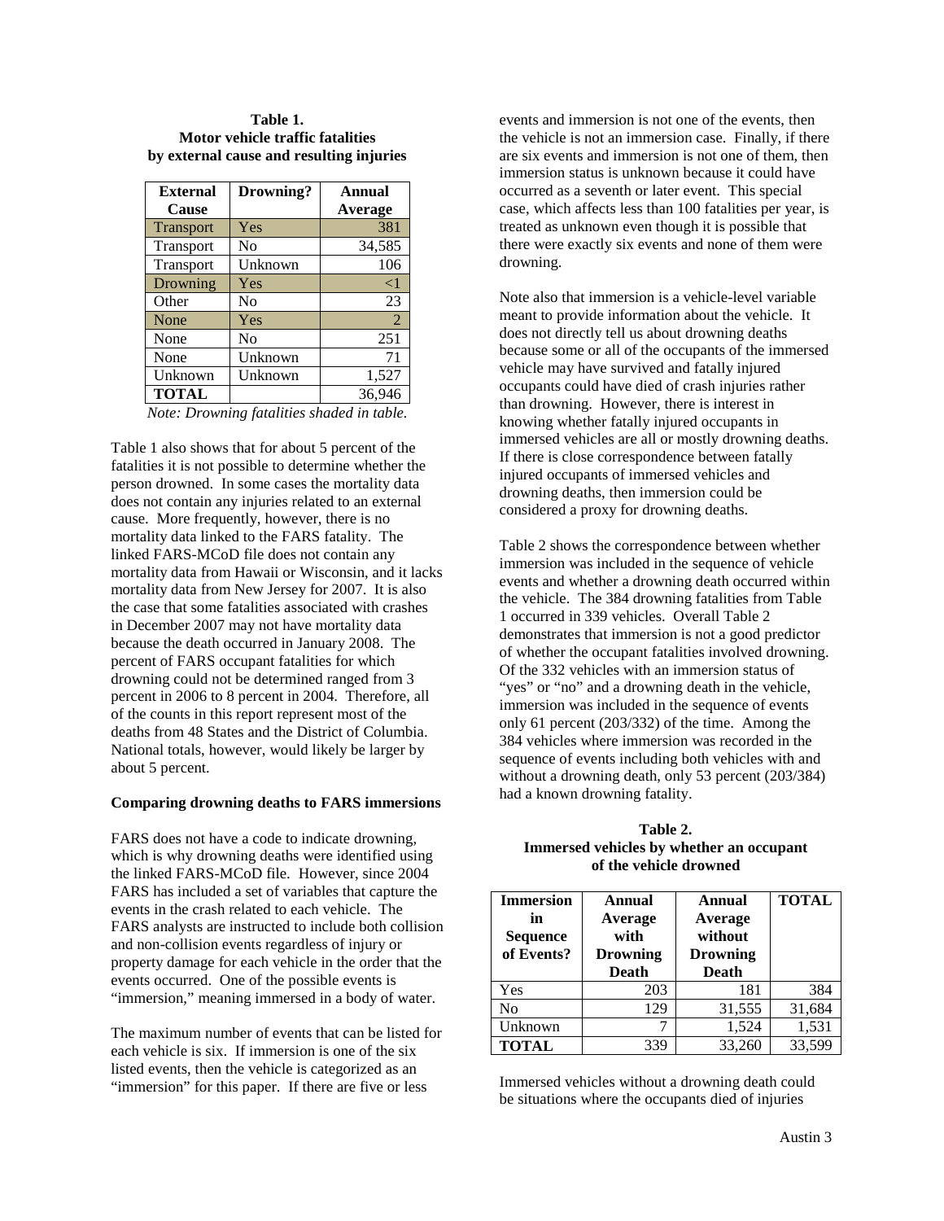**Table 1.**
**Motor vehicle traffic fatalities by external cause and resulting injuries**

| External Cause | Drowning? | Annual Average |
|---|---|---|
| Transport | Yes | 381 |
| Transport | No | 34,585 |
| Transport | Unknown | 106 |
| Drowning | Yes | <1 |
| Other | No | 23 |
| None | Yes | 2 |
| None | No | 251 |
| None | Unknown | 71 |
| Unknown | Unknown | 1,527 |
| **TOTAL** | | 36,946 |

*Note: Drowning fatalities shaded in table.*

Table 1 also shows that for about 5 percent of the fatalities it is not possible to determine whether the person drowned. In some cases the mortality data does not contain any injuries related to an external cause. More frequently, however, there is no mortality data linked to the FARS fatality. The linked FARS-MCoD file does not contain any mortality data from Hawaii or Wisconsin, and it lacks mortality data from New Jersey for 2007. It is also the case that some fatalities associated with crashes in December 2007 may not have mortality data because the death occurred in January 2008. The percent of FARS occupant fatalities for which drowning could not be determined ranged from 3 percent in 2006 to 8 percent in 2004. Therefore, all of the counts in this report represent most of the deaths from 48 States and the District of Columbia. National totals, however, would likely be larger by about 5 percent.

**Comparing drowning deaths to FARS immersions**

FARS does not have a code to indicate drowning, which is why drowning deaths were identified using the linked FARS-MCoD file. However, since 2004 FARS has included a set of variables that capture the events in the crash related to each vehicle. The FARS analysts are instructed to include both collision and non-collision events regardless of injury or property damage for each vehicle in the order that the events occurred. One of the possible events is "immersion," meaning immersed in a body of water.

The maximum number of events that can be listed for each vehicle is six. If immersion is one of the six listed events, then the vehicle is categorized as an "immersion" for this paper. If there are five or less events and immersion is not one of the events, then the vehicle is not an immersion case. Finally, if there are six events and immersion is not one of them, then immersion status is unknown because it could have occurred as a seventh or later event. This special case, which affects less than 100 fatalities per year, is treated as unknown even though it is possible that there were exactly six events and none of them were drowning.

Note also that immersion is a vehicle-level variable meant to provide information about the vehicle. It does not directly tell us about drowning deaths because some or all of the occupants of the immersed vehicle may have survived and fatally injured occupants could have died of crash injuries rather than drowning. However, there is interest in knowing whether fatally injured occupants in immersed vehicles are all or mostly drowning deaths. If there is close correspondence between fatally injured occupants of immersed vehicles and drowning deaths, then immersion could be considered a proxy for drowning deaths.

Table 2 shows the correspondence between whether immersion was included in the sequence of vehicle events and whether a drowning death occurred within the vehicle. The 384 drowning fatalities from Table 1 occurred in 339 vehicles. Overall Table 2 demonstrates that immersion is not a good predictor of whether the occupant fatalities involved drowning. Of the 332 vehicles with an immersion status of "yes" or "no" and a drowning death in the vehicle, immersion was included in the sequence of events only 61 percent (203/332) of the time. Among the 384 vehicles where immersion was recorded in the sequence of events including both vehicles with and without a drowning death, only 53 percent (203/384) had a known drowning fatality.

**Table 2.**
**Immersed vehicles by whether an occupant of the vehicle drowned**

| Immersion in Sequence of Events? | Annual Average with Drowning Death | Annual Average without Drowning Death | TOTAL |
|---|---|---|---|
| Yes | 203 | 181 | 384 |
| No | 129 | 31,555 | 31,684 |
| Unknown | 7 | 1,524 | 1,531 |
| **TOTAL** | 339 | 33,260 | 33,599 |

Immersed vehicles without a drowning death could be situations where the occupants died of injuries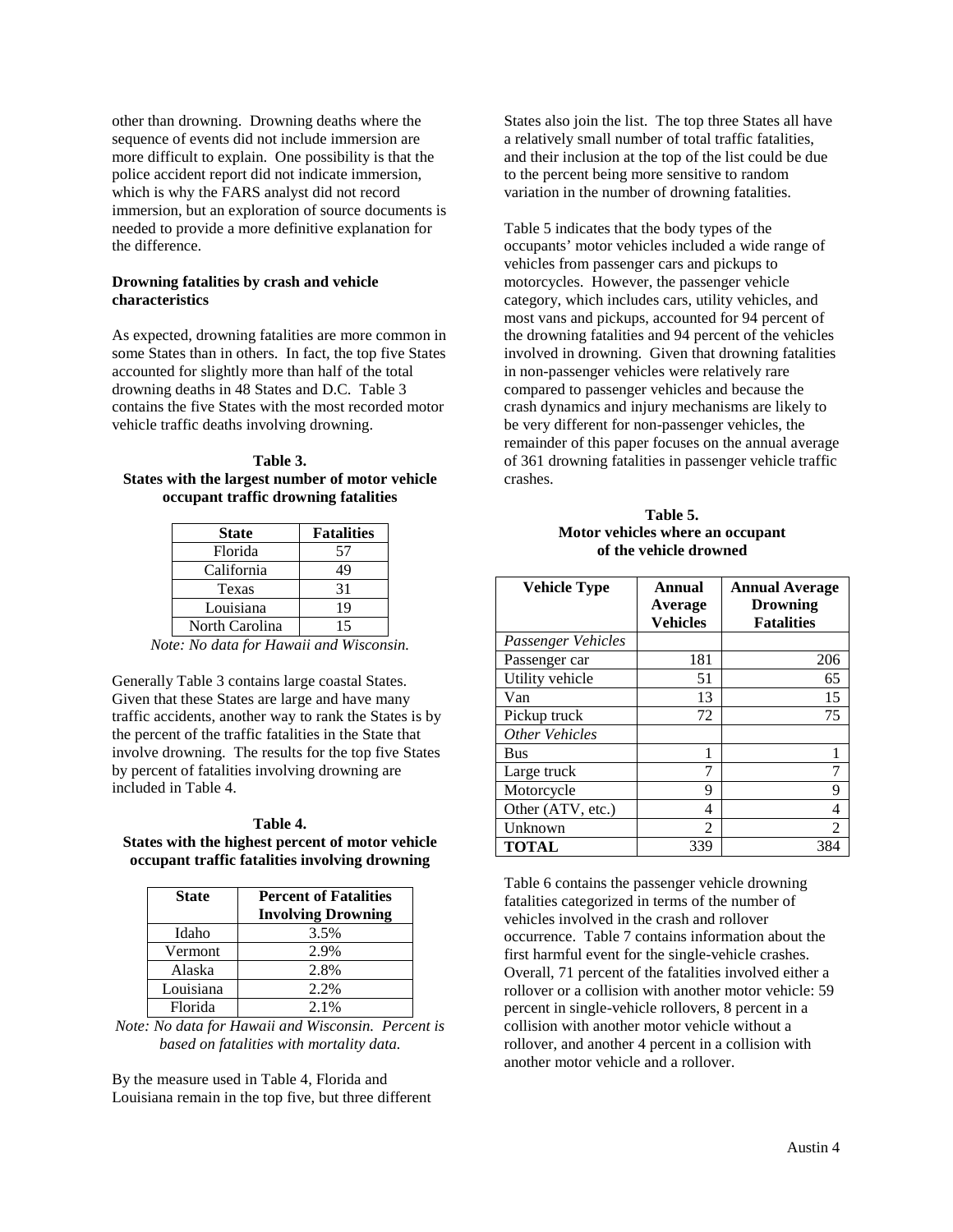other than drowning. Drowning deaths where the sequence of events did not include immersion are more difficult to explain. One possibility is that the police accident report did not indicate immersion, which is why the FARS analyst did not record immersion, but an exploration of source documents is needed to provide a more definitive explanation for the difference.

**Drowning fatalities by crash and vehicle characteristics**

As expected, drowning fatalities are more common in some States than in others. In fact, the top five States accounted for slightly more than half of the total drowning deaths in 48 States and D.C. Table 3 contains the five States with the most recorded motor vehicle traffic deaths involving drowning.

**Table 3.**
**States with the largest number of motor vehicle occupant traffic drowning fatalities**

| State | Fatalities |
|---|---|
| Florida | 57 |
| California | 49 |
| Texas | 31 |
| Louisiana | 19 |
| North Carolina | 15 |

*Note: No data for Hawaii and Wisconsin.*

Generally Table 3 contains large coastal States. Given that these States are large and have many traffic accidents, another way to rank the States is by the percent of the traffic fatalities in the State that involve drowning. The results for the top five States by percent of fatalities involving drowning are included in Table 4.

**Table 4.**
**States with the highest percent of motor vehicle occupant traffic fatalities involving drowning**

| State | Percent of Fatalities Involving Drowning |
|---|---|
| Idaho | 3.5% |
| Vermont | 2.9% |
| Alaska | 2.8% |
| Louisiana | 2.2% |
| Florida | 2.1% |

*Note: No data for Hawaii and Wisconsin. Percent is based on fatalities with mortality data.*

By the measure used in Table 4, Florida and Louisiana remain in the top five, but three different States also join the list. The top three States all have a relatively small number of total traffic fatalities, and their inclusion at the top of the list could be due to the percent being more sensitive to random variation in the number of drowning fatalities.

Table 5 indicates that the body types of the occupants' motor vehicles included a wide range of vehicles from passenger cars and pickups to motorcycles. However, the passenger vehicle category, which includes cars, utility vehicles, and most vans and pickups, accounted for 94 percent of the drowning fatalities and 94 percent of the vehicles involved in drowning. Given that drowning fatalities in non-passenger vehicles were relatively rare compared to passenger vehicles and because the crash dynamics and injury mechanisms are likely to be very different for non-passenger vehicles, the remainder of this paper focuses on the annual average of 361 drowning fatalities in passenger vehicle traffic crashes.

**Table 5.**
**Motor vehicles where an occupant of the vehicle drowned**

| Vehicle Type | Annual Average Vehicles | Annual Average Drowning Fatalities |
|---|---|---|
| *Passenger Vehicles* | | |
| Passenger car | 181 | 206 |
| Utility vehicle | 51 | 65 |
| Van | 13 | 15 |
| Pickup truck | 72 | 75 |
| *Other Vehicles* | | |
| Bus | 1 | 1 |
| Large truck | 7 | 7 |
| Motorcycle | 9 | 9 |
| Other (ATV, etc.) | 4 | 4 |
| Unknown | 2 | 2 |
| **TOTAL** | 339 | 384 |

Table 6 contains the passenger vehicle drowning fatalities categorized in terms of the number of vehicles involved in the crash and rollover occurrence. Table 7 contains information about the first harmful event for the single-vehicle crashes. Overall, 71 percent of the fatalities involved either a rollover or a collision with another motor vehicle: 59 percent in single-vehicle rollovers, 8 percent in a collision with another motor vehicle without a rollover, and another 4 percent in a collision with another motor vehicle and a rollover.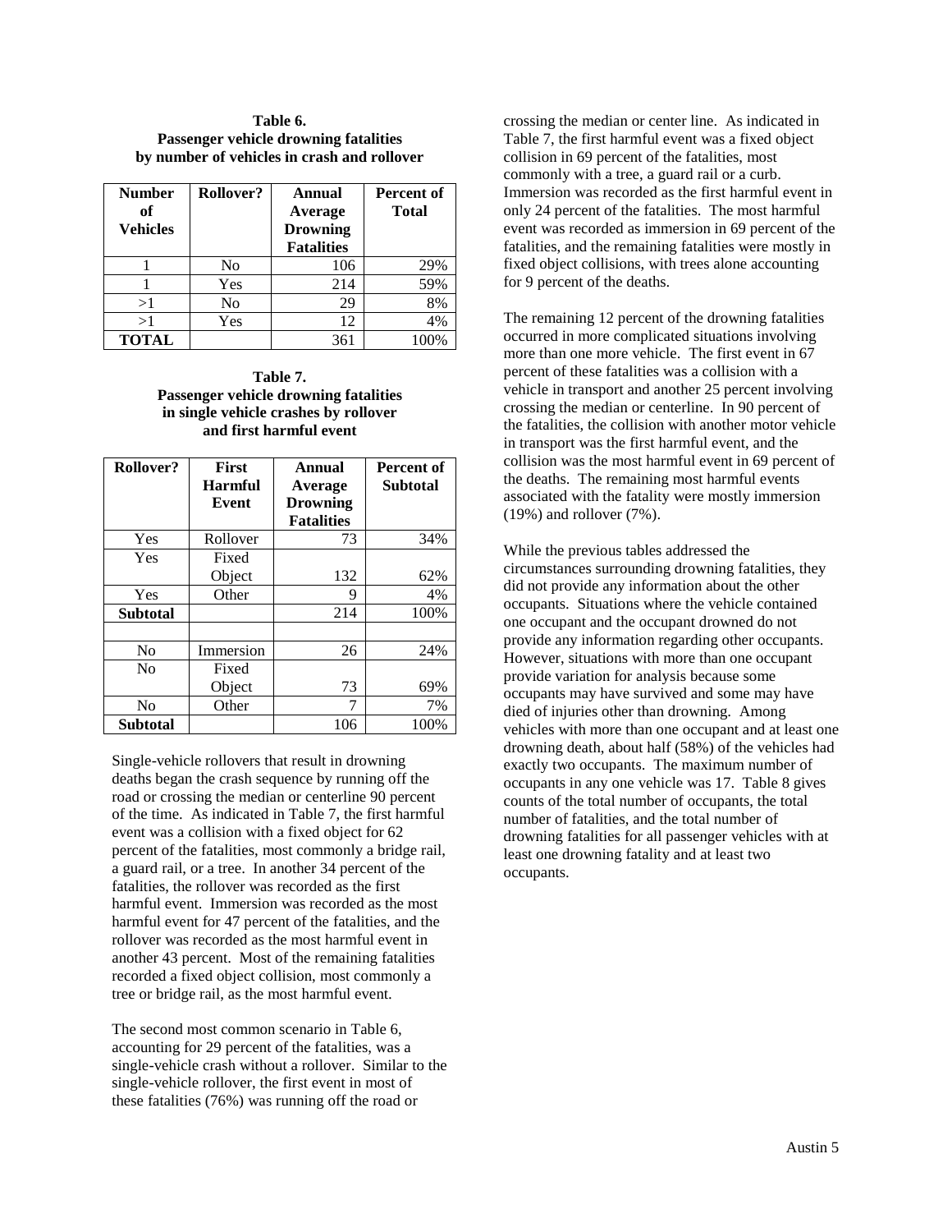**Table 6.**
**Passenger vehicle drowning fatalities by number of vehicles in crash and rollover**

| Number of Vehicles | Rollover? | Annual Average Drowning Fatalities | Percent of Total |
|---|---|---|---|
| 1 | No | 106 | 29% |
| 1 | Yes | 214 | 59% |
| >1 | No | 29 | 8% |
| >1 | Yes | 12 | 4% |
| **TOTAL** | | 361 | 100% |

**Table 7.**
**Passenger vehicle drowning fatalities in single vehicle crashes by rollover and first harmful event**

| Rollover? | First Harmful Event | Annual Average Drowning Fatalities | Percent of Subtotal |
|---|---|---|---|
| Yes | Rollover | 73 | 34% |
| Yes | Fixed Object | 132 | 62% |
| Yes | Other | 9 | 4% |
| **Subtotal** | | 214 | 100% |
| | | | |
| No | Immersion | 26 | 24% |
| No | Fixed Object | 73 | 69% |
| No | Other | 7 | 7% |
| **Subtotal** | | 106 | 100% |

Single-vehicle rollovers that result in drowning deaths began the crash sequence by running off the road or crossing the median or centerline 90 percent of the time. As indicated in Table 7, the first harmful event was a collision with a fixed object for 62 percent of the fatalities, most commonly a bridge rail, a guard rail, or a tree. In another 34 percent of the fatalities, the rollover was recorded as the first harmful event. Immersion was recorded as the most harmful event for 47 percent of the fatalities, and the rollover was recorded as the most harmful event in another 43 percent. Most of the remaining fatalities recorded a fixed object collision, most commonly a tree or bridge rail, as the most harmful event.

The second most common scenario in Table 6, accounting for 29 percent of the fatalities, was a single-vehicle crash without a rollover. Similar to the single-vehicle rollover, the first event in most of these fatalities (76%) was running off the road or crossing the median or center line. As indicated in Table 7, the first harmful event was a fixed object collision in 69 percent of the fatalities, most commonly with a tree, a guard rail or a curb. Immersion was recorded as the first harmful event in only 24 percent of the fatalities. The most harmful event was recorded as immersion in 69 percent of the fatalities, and the remaining fatalities were mostly in fixed object collisions, with trees alone accounting for 9 percent of the deaths.

The remaining 12 percent of the drowning fatalities occurred in more complicated situations involving more than one more vehicle. The first event in 67 percent of these fatalities was a collision with a vehicle in transport and another 25 percent involving crossing the median or centerline. In 90 percent of the fatalities, the collision with another motor vehicle in transport was the first harmful event, and the collision was the most harmful event in 69 percent of the deaths. The remaining most harmful events associated with the fatality were mostly immersion (19%) and rollover (7%).

While the previous tables addressed the circumstances surrounding drowning fatalities, they did not provide any information about the other occupants. Situations where the vehicle contained one occupant and the occupant drowned do not provide any information regarding other occupants. However, situations with more than one occupant provide variation for analysis because some occupants may have survived and some may have died of injuries other than drowning. Among vehicles with more than one occupant and at least one drowning death, about half (58%) of the vehicles had exactly two occupants. The maximum number of occupants in any one vehicle was 17. Table 8 gives counts of the total number of occupants, the total number of fatalities, and the total number of drowning fatalities for all passenger vehicles with at least one drowning fatality and at least two occupants.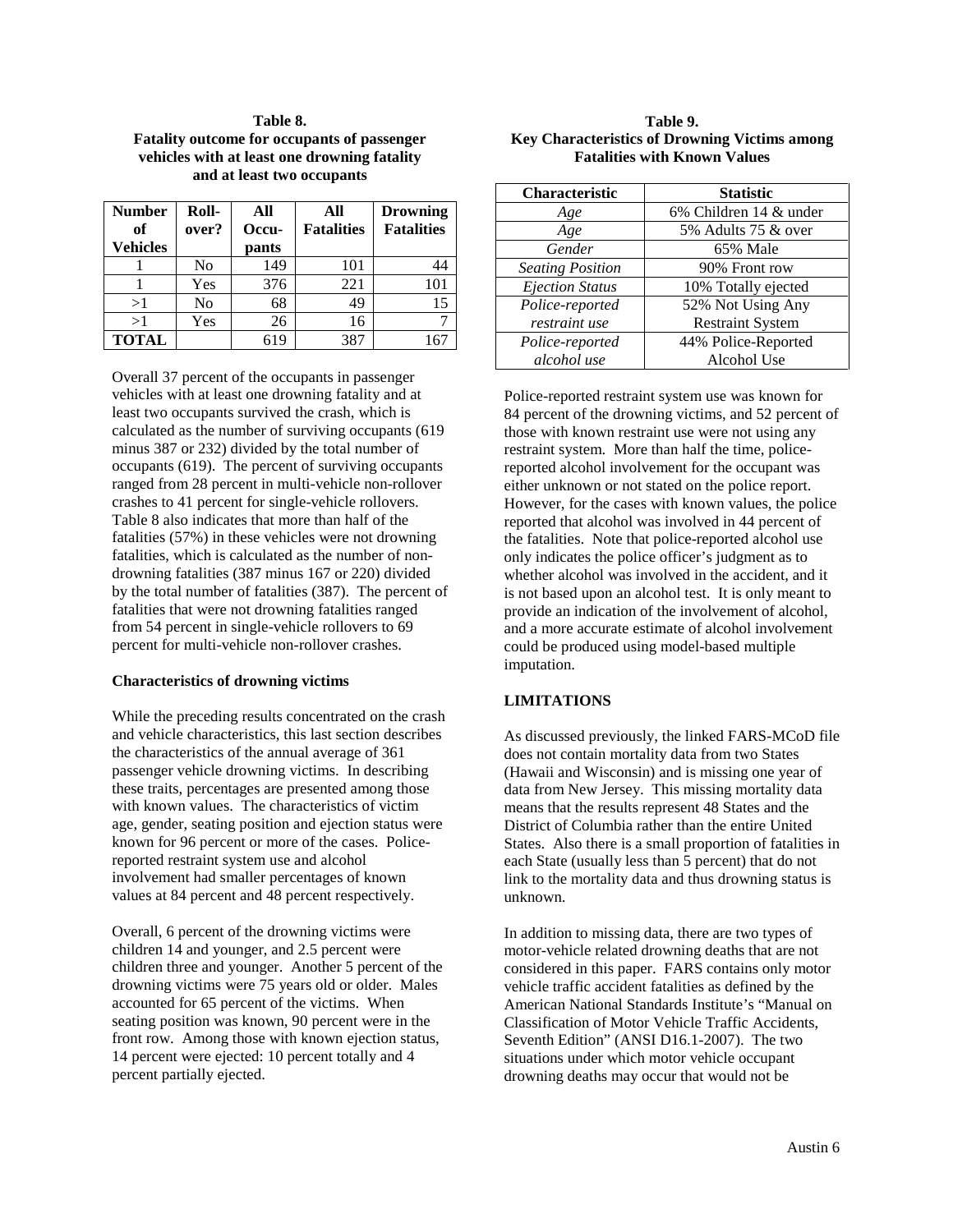**Table 8.**
**Fatality outcome for occupants of passenger vehicles with at least one drowning fatality and at least two occupants**

| Number of Vehicles | Roll-over? | All Occu-pants | All Fatalities | Drowning Fatalities |
|---|---|---|---|---|
| 1 | No | 149 | 101 | 44 |
| 1 | Yes | 376 | 221 | 101 |
| >1 | No | 68 | 49 | 15 |
| >1 | Yes | 26 | 16 | 7 |
| **TOTAL** | | 619 | 387 | 167 |

Overall 37 percent of the occupants in passenger vehicles with at least one drowning fatality and at least two occupants survived the crash, which is calculated as the number of surviving occupants (619 minus 387 or 232) divided by the total number of occupants (619). The percent of surviving occupants ranged from 28 percent in multi-vehicle non-rollover crashes to 41 percent for single-vehicle rollovers. Table 8 also indicates that more than half of the fatalities (57%) in these vehicles were not drowning fatalities, which is calculated as the number of non-drowning fatalities (387 minus 167 or 220) divided by the total number of fatalities (387). The percent of fatalities that were not drowning fatalities ranged from 54 percent in single-vehicle rollovers to 69 percent for multi-vehicle non-rollover crashes.

**Characteristics of drowning victims**

While the preceding results concentrated on the crash and vehicle characteristics, this last section describes the characteristics of the annual average of 361 passenger vehicle drowning victims. In describing these traits, percentages are presented among those with known values. The characteristics of victim age, gender, seating position and ejection status were known for 96 percent or more of the cases. Police-reported restraint system use and alcohol involvement had smaller percentages of known values at 84 percent and 48 percent respectively.

Overall, 6 percent of the drowning victims were children 14 and younger, and 2.5 percent were children three and younger. Another 5 percent of the drowning victims were 75 years old or older. Males accounted for 65 percent of the victims. When seating position was known, 90 percent were in the front row. Among those with known ejection status, 14 percent were ejected: 10 percent totally and 4 percent partially ejected.

**Table 9.**
**Key Characteristics of Drowning Victims among Fatalities with Known Values**

| Characteristic | Statistic |
|---|---|
| *Age* | 6% Children 14 & under |
| *Age* | 5% Adults 75 & over |
| *Gender* | 65% Male |
| *Seating Position* | 90% Front row |
| *Ejection Status* | 10% Totally ejected |
| *Police-reported restraint use* | 52% Not Using Any Restraint System |
| *Police-reported alcohol use* | 44% Police-Reported Alcohol Use |

Police-reported restraint system use was known for 84 percent of the drowning victims, and 52 percent of those with known restraint use were not using any restraint system. More than half the time, police-reported alcohol involvement for the occupant was either unknown or not stated on the police report. However, for the cases with known values, the police reported that alcohol was involved in 44 percent of the fatalities. Note that police-reported alcohol use only indicates the police officer's judgment as to whether alcohol was involved in the accident, and it is not based upon an alcohol test. It is only meant to provide an indication of the involvement of alcohol, and a more accurate estimate of alcohol involvement could be produced using model-based multiple imputation.

## LIMITATIONS

As discussed previously, the linked FARS-MCoD file does not contain mortality data from two States (Hawaii and Wisconsin) and is missing one year of data from New Jersey. This missing mortality data means that the results represent 48 States and the District of Columbia rather than the entire United States. Also there is a small proportion of fatalities in each State (usually less than 5 percent) that do not link to the mortality data and thus drowning status is unknown.

In addition to missing data, there are two types of motor-vehicle related drowning deaths that are not considered in this paper. FARS contains only motor vehicle traffic accident fatalities as defined by the American National Standards Institute's "Manual on Classification of Motor Vehicle Traffic Accidents, Seventh Edition" (ANSI D16.1-2007). The two situations under which motor vehicle occupant drowning deaths may occur that would not be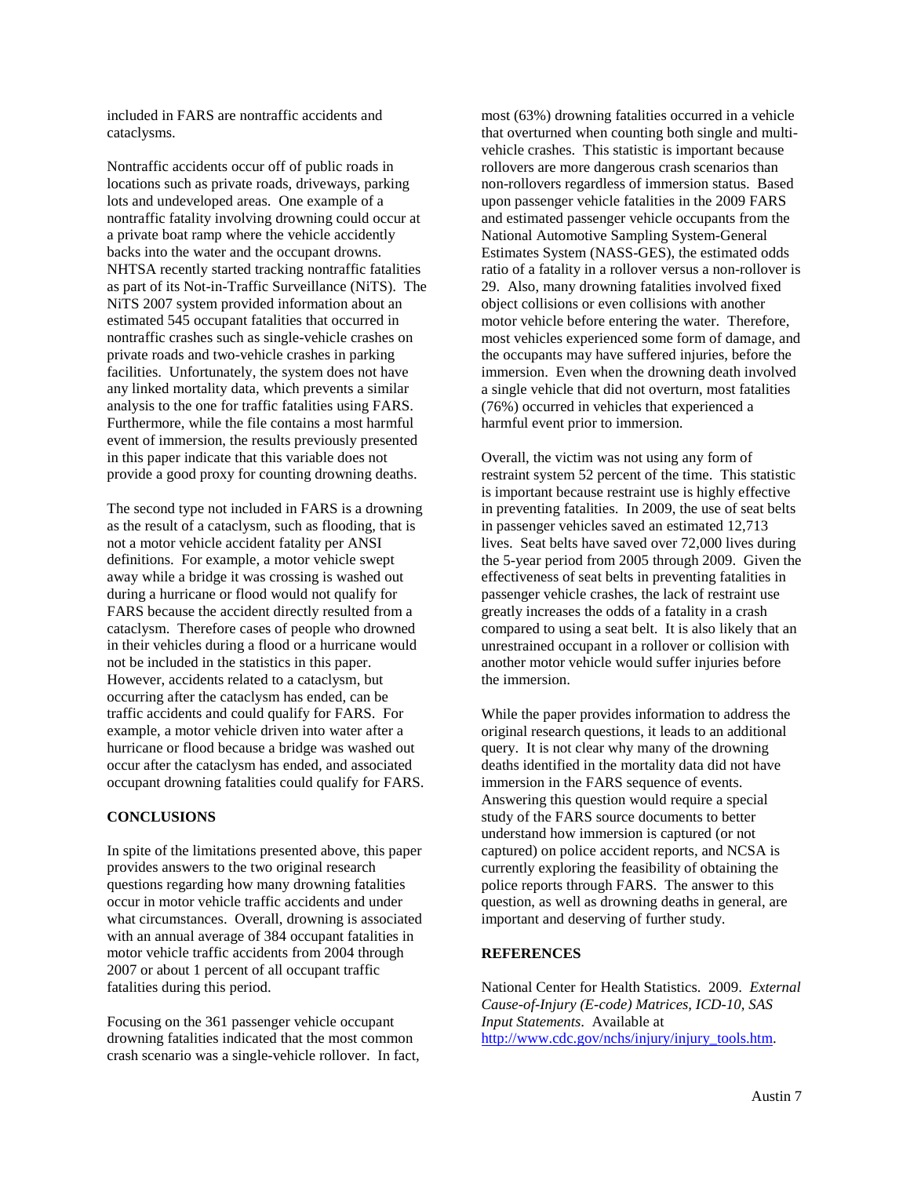included in FARS are nontraffic accidents and cataclysms.

Nontraffic accidents occur off of public roads in locations such as private roads, driveways, parking lots and undeveloped areas. One example of a nontraffic fatality involving drowning could occur at a private boat ramp where the vehicle accidently backs into the water and the occupant drowns. NHTSA recently started tracking nontraffic fatalities as part of its Not-in-Traffic Surveillance (NiTS). The NiTS 2007 system provided information about an estimated 545 occupant fatalities that occurred in nontraffic crashes such as single-vehicle crashes on private roads and two-vehicle crashes in parking facilities. Unfortunately, the system does not have any linked mortality data, which prevents a similar analysis to the one for traffic fatalities using FARS. Furthermore, while the file contains a most harmful event of immersion, the results previously presented in this paper indicate that this variable does not provide a good proxy for counting drowning deaths.

The second type not included in FARS is a drowning as the result of a cataclysm, such as flooding, that is not a motor vehicle accident fatality per ANSI definitions. For example, a motor vehicle swept away while a bridge it was crossing is washed out during a hurricane or flood would not qualify for FARS because the accident directly resulted from a cataclysm. Therefore cases of people who drowned in their vehicles during a flood or a hurricane would not be included in the statistics in this paper. However, accidents related to a cataclysm, but occurring after the cataclysm has ended, can be traffic accidents and could qualify for FARS. For example, a motor vehicle driven into water after a hurricane or flood because a bridge was washed out occur after the cataclysm has ended, and associated occupant drowning fatalities could qualify for FARS.

## CONCLUSIONS

In spite of the limitations presented above, this paper provides answers to the two original research questions regarding how many drowning fatalities occur in motor vehicle traffic accidents and under what circumstances. Overall, drowning is associated with an annual average of 384 occupant fatalities in motor vehicle traffic accidents from 2004 through 2007 or about 1 percent of all occupant traffic fatalities during this period.

Focusing on the 361 passenger vehicle occupant drowning fatalities indicated that the most common crash scenario was a single-vehicle rollover. In fact, most (63%) drowning fatalities occurred in a vehicle that overturned when counting both single and multi-vehicle crashes. This statistic is important because rollovers are more dangerous crash scenarios than non-rollovers regardless of immersion status. Based upon passenger vehicle fatalities in the 2009 FARS and estimated passenger vehicle occupants from the National Automotive Sampling System-General Estimates System (NASS-GES), the estimated odds ratio of a fatality in a rollover versus a non-rollover is 29. Also, many drowning fatalities involved fixed object collisions or even collisions with another motor vehicle before entering the water. Therefore, most vehicles experienced some form of damage, and the occupants may have suffered injuries, before the immersion. Even when the drowning death involved a single vehicle that did not overturn, most fatalities (76%) occurred in vehicles that experienced a harmful event prior to immersion.

Overall, the victim was not using any form of restraint system 52 percent of the time. This statistic is important because restraint use is highly effective in preventing fatalities. In 2009, the use of seat belts in passenger vehicles saved an estimated 12,713 lives. Seat belts have saved over 72,000 lives during the 5-year period from 2005 through 2009. Given the effectiveness of seat belts in preventing fatalities in passenger vehicle crashes, the lack of restraint use greatly increases the odds of a fatality in a crash compared to using a seat belt. It is also likely that an unrestrained occupant in a rollover or collision with another motor vehicle would suffer injuries before the immersion.

While the paper provides information to address the original research questions, it leads to an additional query. It is not clear why many of the drowning deaths identified in the mortality data did not have immersion in the FARS sequence of events. Answering this question would require a special study of the FARS source documents to better understand how immersion is captured (or not captured) on police accident reports, and NCSA is currently exploring the feasibility of obtaining the police reports through FARS. The answer to this question, as well as drowning deaths in general, are important and deserving of further study.

## REFERENCES

National Center for Health Statistics. 2009. *External Cause-of-Injury (E-code) Matrices, ICD-10, SAS Input Statements*. Available at http://www.cdc.gov/nchs/injury/injury_tools.htm.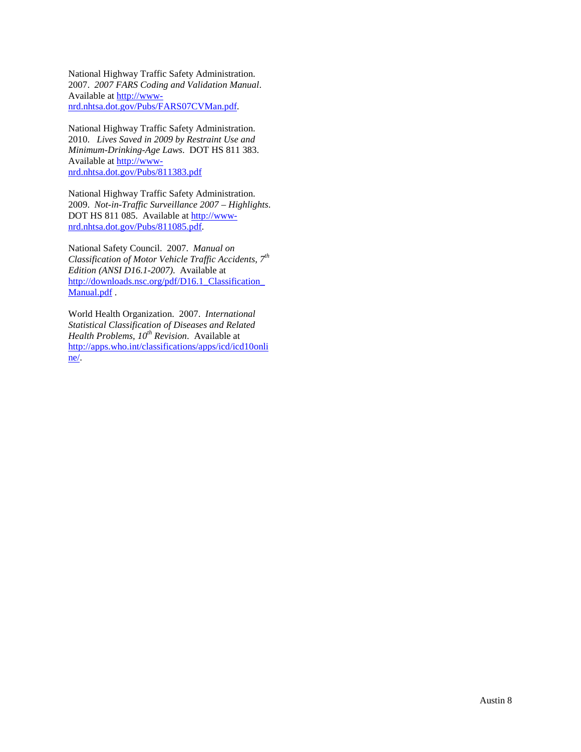National Highway Traffic Safety Administration. 2007. *2007 FARS Coding and Validation Manual*. Available at http://www-nrd.nhtsa.dot.gov/Pubs/FARS07CVMan.pdf.

National Highway Traffic Safety Administration. 2010. *Lives Saved in 2009 by Restraint Use and Minimum-Drinking-Age Laws*. DOT HS 811 383. Available at http://www-nrd.nhtsa.dot.gov/Pubs/811383.pdf

National Highway Traffic Safety Administration. 2009. *Not-in-Traffic Surveillance 2007 – Highlights*. DOT HS 811 085. Available at http://www-nrd.nhtsa.dot.gov/Pubs/811085.pdf.

National Safety Council. 2007. *Manual on Classification of Motor Vehicle Traffic Accidents, 7th Edition (ANSI D16.1-2007).* Available at http://downloads.nsc.org/pdf/D16.1_Classification_Manual.pdf .

World Health Organization. 2007. *International Statistical Classification of Diseases and Related Health Problems, 10th Revision*. Available at http://apps.who.int/classifications/apps/icd/icd10online/.